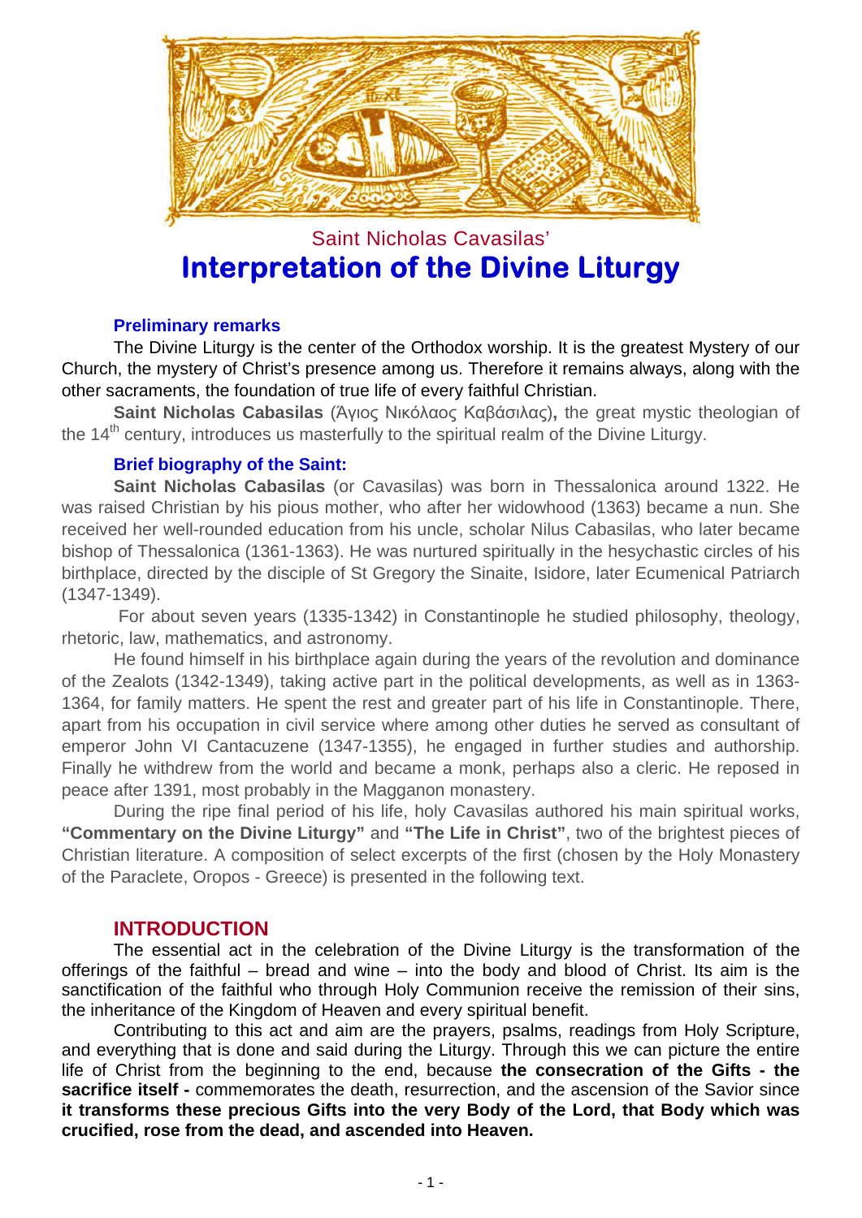Saint Nicholas Cavasilas'

# Interpretation of the Divine Liturgy

### Preliminary remarks

The Divine Liturgy is the center of the Orthodox worship. It is the greatest Mystery of our Church, the mystery of Christ's presence among us. Therefore it remains always, along with the other sacraments, the foundation of true life of every faithful Christian.

**Saint Nicholas Cabasilas** (Άγιος Νικόλαος Καβάσιλας)**,** the great mystic theologian of the 14th century, introduces us masterfully to the spiritual realm of the Divine Liturgy.

### Brief biography of the Saint:

**Saint Nicholas Cabasilas** (or Cavasilas) was born in Thessalonica around 1322. He was raised Christian by his pious mother, who after her widowhood (1363) became a nun. She received her well-rounded education from his uncle, scholar Nilus Cabasilas, who later became bishop of Thessalonica (1361-1363). He was nurtured spiritually in the hesychastic circles of his birthplace, directed by the disciple of St Gregory the Sinaite, Isidore, later Ecumenical Patriarch (1347-1349).

For about seven years (1335-1342) in Constantinople he studied philosophy, theology, rhetoric, law, mathematics, and astronomy.

He found himself in his birthplace again during the years of the revolution and dominance of the Zealots (1342-1349), taking active part in the political developments, as well as in 1363-1364, for family matters. He spent the rest and greater part of his life in Constantinople. There, apart from his occupation in civil service where among other duties he served as consultant of emperor John VI Cantacuzene (1347-1355), he engaged in further studies and authorship. Finally he withdrew from the world and became a monk, perhaps also a cleric. He reposed in peace after 1391, most probably in the Magganon monastery.

During the ripe final period of his life, holy Cavasilas authored his main spiritual works, **"Commentary on the Divine Liturgy"** and **"The Life in Christ"**, two of the brightest pieces of Christian literature. A composition of select excerpts of the first (chosen by the Holy Monastery of the Paraclete, Oropos - Greece) is presented in the following text.

## INTRODUCTION

The essential act in the celebration of the Divine Liturgy is the transformation of the offerings of the faithful – bread and wine – into the body and blood of Christ. Its aim is the sanctification of the faithful who through Holy Communion receive the remission of their sins, the inheritance of the Kingdom of Heaven and every spiritual benefit.

Contributing to this act and aim are the prayers, psalms, readings from Holy Scripture, and everything that is done and said during the Liturgy. Through this we can picture the entire life of Christ from the beginning to the end, because **the consecration of the Gifts - the sacrifice itself -** commemorates the death, resurrection, and the ascension of the Savior since **it transforms these precious Gifts into the very Body of the Lord, that Body which was crucified, rose from the dead, and ascended into Heaven.**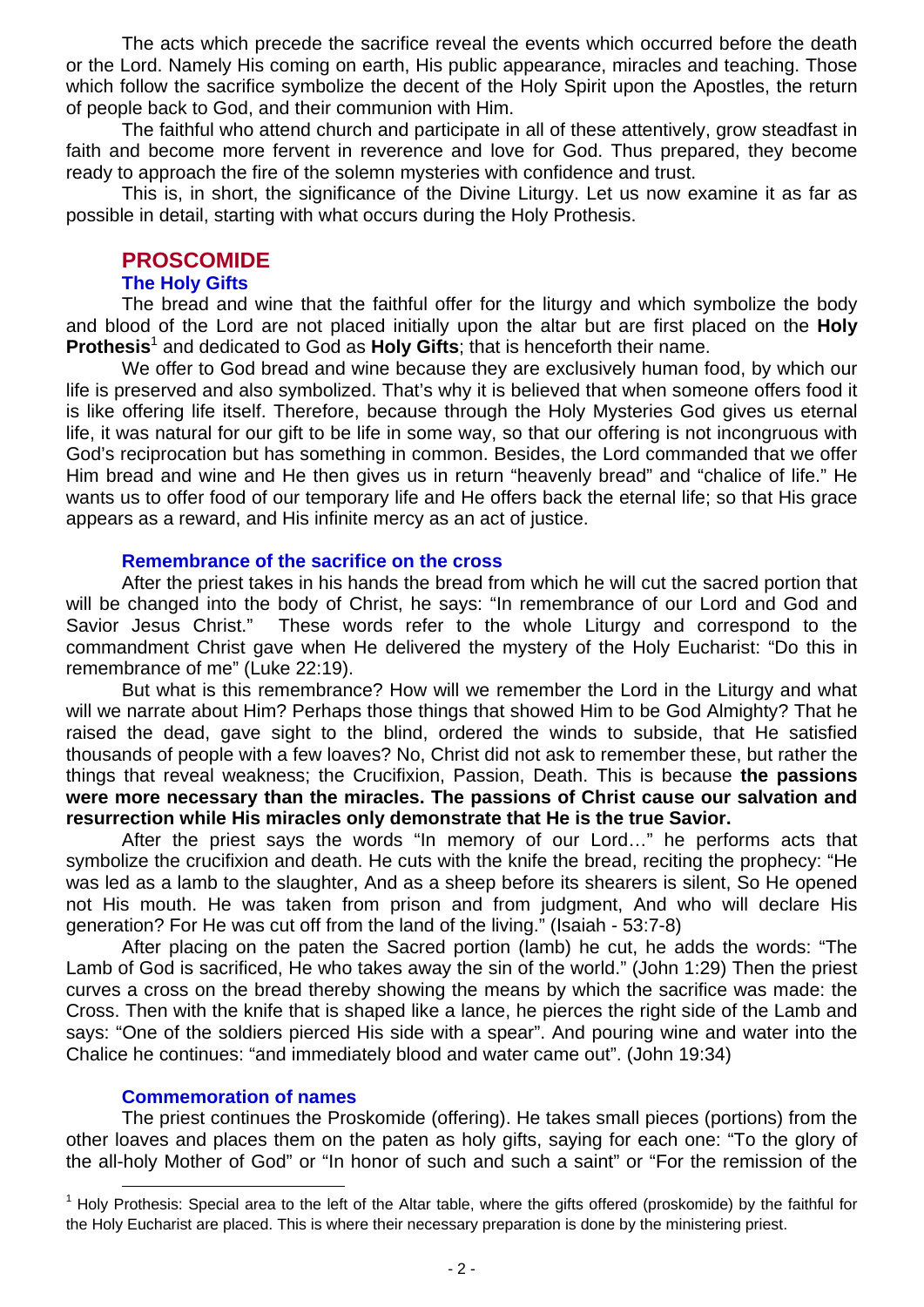The acts which precede the sacrifice reveal the events which occurred before the death or the Lord. Namely His coming on earth, His public appearance, miracles and teaching. Those which follow the sacrifice symbolize the decent of the Holy Spirit upon the Apostles, the return of people back to God, and their communion with Him.

The faithful who attend church and participate in all of these attentively, grow steadfast in faith and become more fervent in reverence and love for God. Thus prepared, they become ready to approach the fire of the solemn mysteries with confidence and trust.

This is, in short, the significance of the Divine Liturgy. Let us now examine it as far as possible in detail, starting with what occurs during the Holy Prothesis.

## PROSCOMIDE

### The Holy Gifts

The bread and wine that the faithful offer for the liturgy and which symbolize the body and blood of the Lord are not placed initially upon the altar but are first placed on the **Holy Prothesis**[1] and dedicated to God as **Holy Gifts**; that is henceforth their name.

We offer to God bread and wine because they are exclusively human food, by which our life is preserved and also symbolized. That's why it is believed that when someone offers food it is like offering life itself. Therefore, because through the Holy Mysteries God gives us eternal life, it was natural for our gift to be life in some way, so that our offering is not incongruous with God's reciprocation but has something in common. Besides, the Lord commanded that we offer Him bread and wine and He then gives us in return "heavenly bread" and "chalice of life." He wants us to offer food of our temporary life and He offers back the eternal life; so that His grace appears as a reward, and His infinite mercy as an act of justice.

### Remembrance of the sacrifice on the cross

After the priest takes in his hands the bread from which he will cut the sacred portion that will be changed into the body of Christ, he says: "In remembrance of our Lord and God and Savior Jesus Christ." These words refer to the whole Liturgy and correspond to the commandment Christ gave when He delivered the mystery of the Holy Eucharist: "Do this in remembrance of me" (Luke 22:19).

But what is this remembrance? How will we remember the Lord in the Liturgy and what will we narrate about Him? Perhaps those things that showed Him to be God Almighty? That he raised the dead, gave sight to the blind, ordered the winds to subside, that He satisfied thousands of people with a few loaves? No, Christ did not ask to remember these, but rather the things that reveal weakness; the Crucifixion, Passion, Death. This is because **the passions were more necessary than the miracles. The passions of Christ cause our salvation and resurrection while His miracles only demonstrate that He is the true Savior.**

After the priest says the words "In memory of our Lord…" he performs acts that symbolize the crucifixion and death. He cuts with the knife the bread, reciting the prophecy: "He was led as a lamb to the slaughter, And as a sheep before its shearers is silent, So He opened not His mouth. He was taken from prison and from judgment, And who will declare His generation? For He was cut off from the land of the living." (Isaiah - 53:7-8)

After placing on the paten the Sacred portion (lamb) he cut, he adds the words: "The Lamb of God is sacrificed, He who takes away the sin of the world." (John 1:29) Then the priest curves a cross on the bread thereby showing the means by which the sacrifice was made: the Cross. Then with the knife that is shaped like a lance, he pierces the right side of the Lamb and says: "One of the soldiers pierced His side with a spear". And pouring wine and water into the Chalice he continues: "and immediately blood and water came out". (John 19:34)

### Commemoration of names

The priest continues the Proskomide (offering). He takes small pieces (portions) from the other loaves and places them on the paten as holy gifts, saying for each one: "To the glory of the all-holy Mother of God" or "In honor of such and such a saint" or "For the remission of the

---

[1] Holy Prothesis: Special area to the left of the Altar table, where the gifts offered (proskomide) by the faithful for the Holy Eucharist are placed. This is where their necessary preparation is done by the ministering priest.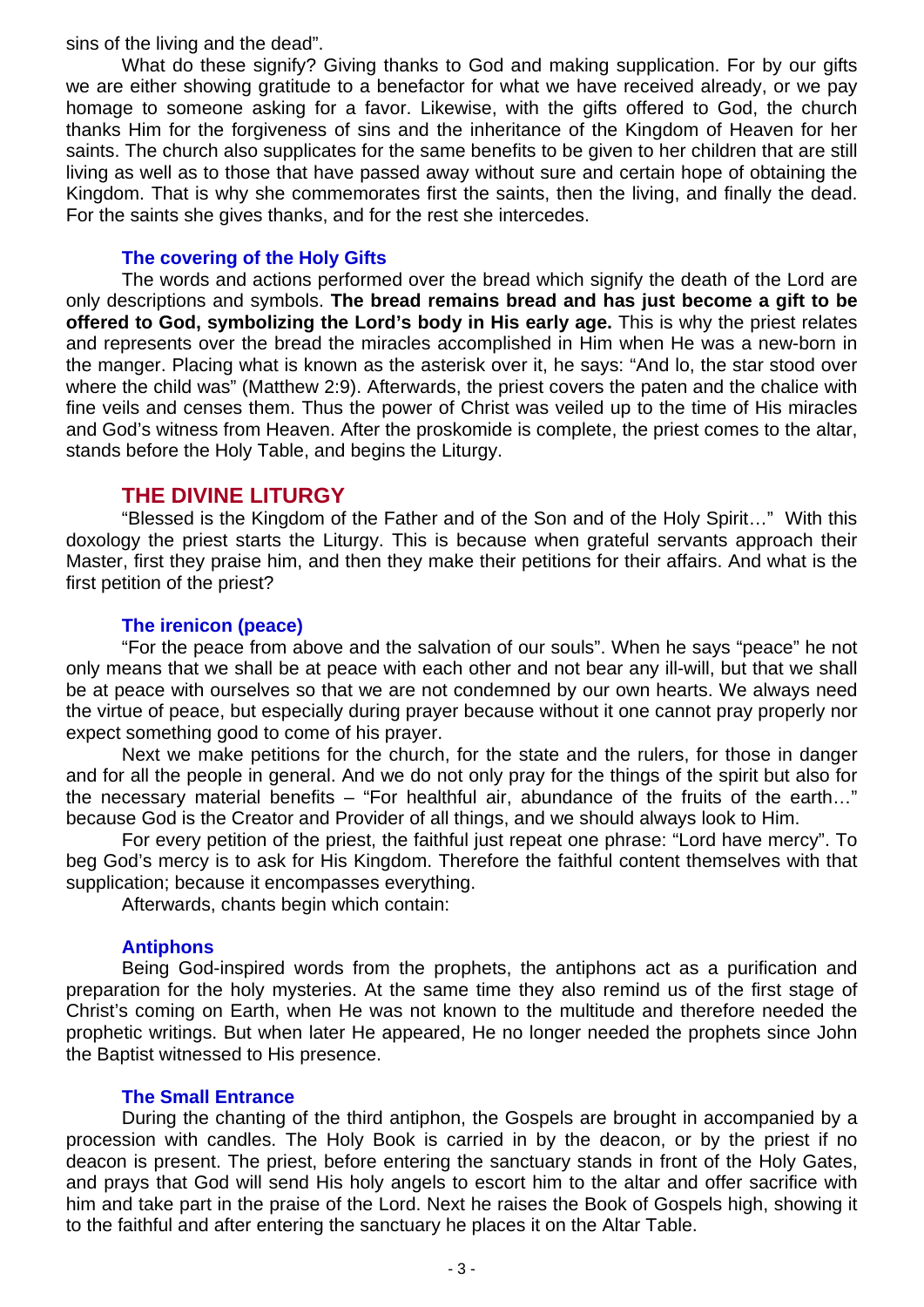sins of the living and the dead".

What do these signify? Giving thanks to God and making supplication. For by our gifts we are either showing gratitude to a benefactor for what we have received already, or we pay homage to someone asking for a favor. Likewise, with the gifts offered to God, the church thanks Him for the forgiveness of sins and the inheritance of the Kingdom of Heaven for her saints. The church also supplicates for the same benefits to be given to her children that are still living as well as to those that have passed away without sure and certain hope of obtaining the Kingdom. That is why she commemorates first the saints, then the living, and finally the dead. For the saints she gives thanks, and for the rest she intercedes.

### The covering of the Holy Gifts

The words and actions performed over the bread which signify the death of the Lord are only descriptions and symbols. **The bread remains bread and has just become a gift to be offered to God, symbolizing the Lord's body in His early age.** This is why the priest relates and represents over the bread the miracles accomplished in Him when He was a new-born in the manger. Placing what is known as the asterisk over it, he says: "And lo, the star stood over where the child was" (Matthew 2:9). Afterwards, the priest covers the paten and the chalice with fine veils and censes them. Thus the power of Christ was veiled up to the time of His miracles and God's witness from Heaven. After the proskomide is complete, the priest comes to the altar, stands before the Holy Table, and begins the Liturgy.

## THE DIVINE LITURGY

"Blessed is the Kingdom of the Father and of the Son and of the Holy Spirit…" With this doxology the priest starts the Liturgy. This is because when grateful servants approach their Master, first they praise him, and then they make their petitions for their affairs. And what is the first petition of the priest?

### The irenicon (peace)

"For the peace from above and the salvation of our souls". When he says "peace" he not only means that we shall be at peace with each other and not bear any ill-will, but that we shall be at peace with ourselves so that we are not condemned by our own hearts. We always need the virtue of peace, but especially during prayer because without it one cannot pray properly nor expect something good to come of his prayer.

Next we make petitions for the church, for the state and the rulers, for those in danger and for all the people in general. And we do not only pray for the things of the spirit but also for the necessary material benefits – "For healthful air, abundance of the fruits of the earth…" because God is the Creator and Provider of all things, and we should always look to Him.

For every petition of the priest, the faithful just repeat one phrase: "Lord have mercy". To beg God's mercy is to ask for His Kingdom. Therefore the faithful content themselves with that supplication; because it encompasses everything.

Afterwards, chants begin which contain:

### Antiphons

Being God-inspired words from the prophets, the antiphons act as a purification and preparation for the holy mysteries. At the same time they also remind us of the first stage of Christ's coming on Earth, when He was not known to the multitude and therefore needed the prophetic writings. But when later He appeared, He no longer needed the prophets since John the Baptist witnessed to His presence.

### The Small Entrance

During the chanting of the third antiphon, the Gospels are brought in accompanied by a procession with candles. The Holy Book is carried in by the deacon, or by the priest if no deacon is present. The priest, before entering the sanctuary stands in front of the Holy Gates, and prays that God will send His holy angels to escort him to the altar and offer sacrifice with him and take part in the praise of the Lord. Next he raises the Book of Gospels high, showing it to the faithful and after entering the sanctuary he places it on the Altar Table.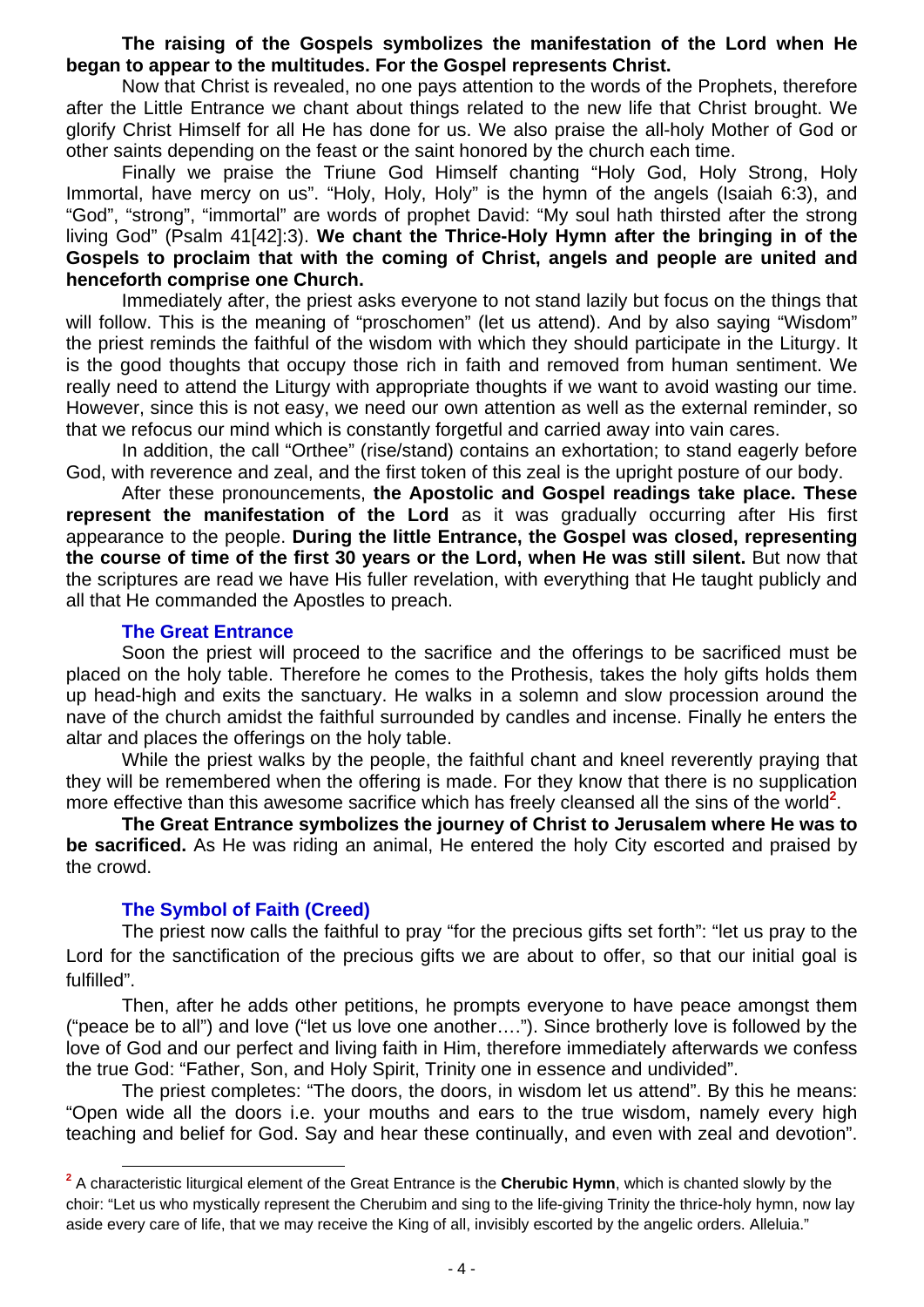**The raising of the Gospels symbolizes the manifestation of the Lord when He began to appear to the multitudes. For the Gospel represents Christ.**

Now that Christ is revealed, no one pays attention to the words of the Prophets, therefore after the Little Entrance we chant about things related to the new life that Christ brought. We glorify Christ Himself for all He has done for us. We also praise the all-holy Mother of God or other saints depending on the feast or the saint honored by the church each time.

Finally we praise the Triune God Himself chanting "Holy God, Holy Strong, Holy Immortal, have mercy on us". "Holy, Holy, Holy" is the hymn of the angels (Isaiah 6:3), and "God", "strong", "immortal" are words of prophet David: "My soul hath thirsted after the strong living God" (Psalm 41[42]:3). **We chant the Thrice-Holy Hymn after the bringing in of the Gospels to proclaim that with the coming of Christ, angels and people are united and henceforth comprise one Church.**

Immediately after, the priest asks everyone to not stand lazily but focus on the things that will follow. This is the meaning of "proschomen" (let us attend). And by also saying "Wisdom" the priest reminds the faithful of the wisdom with which they should participate in the Liturgy. It is the good thoughts that occupy those rich in faith and removed from human sentiment. We really need to attend the Liturgy with appropriate thoughts if we want to avoid wasting our time. However, since this is not easy, we need our own attention as well as the external reminder, so that we refocus our mind which is constantly forgetful and carried away into vain cares.

In addition, the call "Orthee" (rise/stand) contains an exhortation; to stand eagerly before God, with reverence and zeal, and the first token of this zeal is the upright posture of our body.

After these pronouncements, **the Apostolic and Gospel readings take place. These represent the manifestation of the Lord** as it was gradually occurring after His first appearance to the people. **During the little Entrance, the Gospel was closed, representing the course of time of the first 30 years or the Lord, when He was still silent.** But now that the scriptures are read we have His fuller revelation, with everything that He taught publicly and all that He commanded the Apostles to preach.

### The Great Entrance

Soon the priest will proceed to the sacrifice and the offerings to be sacrificed must be placed on the holy table. Therefore he comes to the Prothesis, takes the holy gifts holds them up head-high and exits the sanctuary. He walks in a solemn and slow procession around the nave of the church amidst the faithful surrounded by candles and incense. Finally he enters the altar and places the offerings on the holy table.

While the priest walks by the people, the faithful chant and kneel reverently praying that they will be remembered when the offering is made. For they know that there is no supplication more effective than this awesome sacrifice which has freely cleansed all the sins of the world[2].

**The Great Entrance symbolizes the journey of Christ to Jerusalem where He was to be sacrificed.** As He was riding an animal, He entered the holy City escorted and praised by the crowd.

### The Symbol of Faith (Creed)

The priest now calls the faithful to pray "for the precious gifts set forth": "let us pray to the Lord for the sanctification of the precious gifts we are about to offer, so that our initial goal is fulfilled".

Then, after he adds other petitions, he prompts everyone to have peace amongst them ("peace be to all") and love ("let us love one another…."). Since brotherly love is followed by the love of God and our perfect and living faith in Him, therefore immediately afterwards we confess the true God: "Father, Son, and Holy Spirit, Trinity one in essence and undivided".

The priest completes: "The doors, the doors, in wisdom let us attend". By this he means: "Open wide all the doors i.e. your mouths and ears to the true wisdom, namely every high teaching and belief for God. Say and hear these continually, and even with zeal and devotion".

---

[2] A characteristic liturgical element of the Great Entrance is the **Cherubic Hymn**, which is chanted slowly by the choir: "Let us who mystically represent the Cherubim and sing to the life-giving Trinity the thrice-holy hymn, now lay aside every care of life, that we may receive the King of all, invisibly escorted by the angelic orders. Alleluia."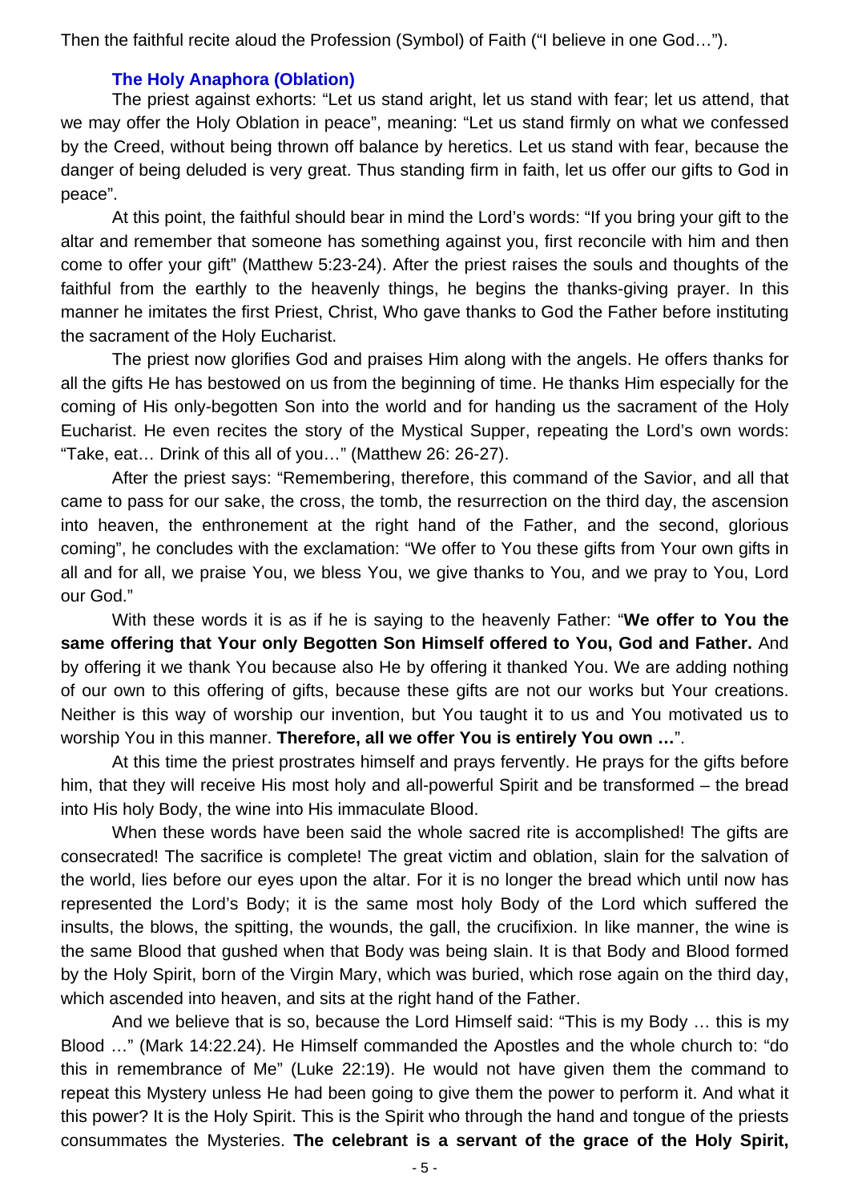Then the faithful recite aloud the Profession (Symbol) of Faith ("I believe in one God…").

### The Holy Anaphora (Oblation)

The priest against exhorts: "Let us stand aright, let us stand with fear; let us attend, that we may offer the Holy Oblation in peace", meaning: "Let us stand firmly on what we confessed by the Creed, without being thrown off balance by heretics. Let us stand with fear, because the danger of being deluded is very great. Thus standing firm in faith, let us offer our gifts to God in peace".

At this point, the faithful should bear in mind the Lord's words: "If you bring your gift to the altar and remember that someone has something against you, first reconcile with him and then come to offer your gift" (Matthew 5:23-24). After the priest raises the souls and thoughts of the faithful from the earthly to the heavenly things, he begins the thanks-giving prayer. In this manner he imitates the first Priest, Christ, Who gave thanks to God the Father before instituting the sacrament of the Holy Eucharist.

The priest now glorifies God and praises Him along with the angels. He offers thanks for all the gifts He has bestowed on us from the beginning of time. He thanks Him especially for the coming of His only-begotten Son into the world and for handing us the sacrament of the Holy Eucharist. He even recites the story of the Mystical Supper, repeating the Lord's own words: "Take, eat… Drink of this all of you…" (Matthew 26: 26-27).

After the priest says: "Remembering, therefore, this command of the Savior, and all that came to pass for our sake, the cross, the tomb, the resurrection on the third day, the ascension into heaven, the enthronement at the right hand of the Father, and the second, glorious coming", he concludes with the exclamation: "We offer to You these gifts from Your own gifts in all and for all, we praise You, we bless You, we give thanks to You, and we pray to You, Lord our God."

With these words it is as if he is saying to the heavenly Father: "**We offer to You the same offering that Your only Begotten Son Himself offered to You, God and Father.** And by offering it we thank You because also He by offering it thanked You. We are adding nothing of our own to this offering of gifts, because these gifts are not our works but Your creations. Neither is this way of worship our invention, but You taught it to us and You motivated us to worship You in this manner. **Therefore, all we offer You is entirely You own …**".

At this time the priest prostrates himself and prays fervently. He prays for the gifts before him, that they will receive His most holy and all-powerful Spirit and be transformed – the bread into His holy Body, the wine into His immaculate Blood.

When these words have been said the whole sacred rite is accomplished! The gifts are consecrated! The sacrifice is complete! The great victim and oblation, slain for the salvation of the world, lies before our eyes upon the altar. For it is no longer the bread which until now has represented the Lord's Body; it is the same most holy Body of the Lord which suffered the insults, the blows, the spitting, the wounds, the gall, the crucifixion. In like manner, the wine is the same Blood that gushed when that Body was being slain. It is that Body and Blood formed by the Holy Spirit, born of the Virgin Mary, which was buried, which rose again on the third day, which ascended into heaven, and sits at the right hand of the Father.

And we believe that is so, because the Lord Himself said: "This is my Body … this is my Blood …" (Mark 14:22.24). He Himself commanded the Apostles and the whole church to: "do this in remembrance of Me" (Luke 22:19). He would not have given them the command to repeat this Mystery unless He had been going to give them the power to perform it. And what it this power? It is the Holy Spirit. This is the Spirit who through the hand and tongue of the priests consummates the Mysteries. **The celebrant is a servant of the grace of the Holy Spirit,**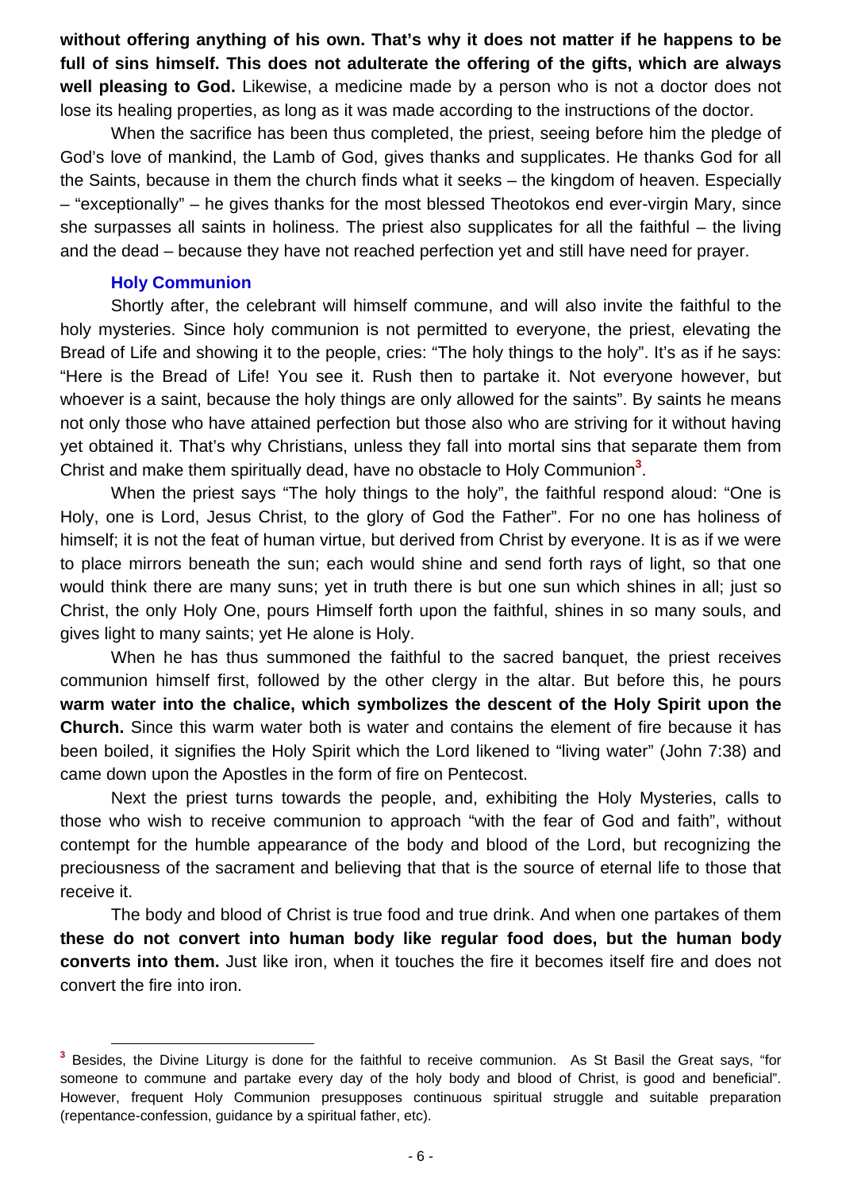**without offering anything of his own. That's why it does not matter if he happens to be full of sins himself. This does not adulterate the offering of the gifts, which are always well pleasing to God.** Likewise, a medicine made by a person who is not a doctor does not lose its healing properties, as long as it was made according to the instructions of the doctor.

When the sacrifice has been thus completed, the priest, seeing before him the pledge of God's love of mankind, the Lamb of God, gives thanks and supplicates. He thanks God for all the Saints, because in them the church finds what it seeks – the kingdom of heaven. Especially – "exceptionally" – he gives thanks for the most blessed Theotokos end ever-virgin Mary, since she surpasses all saints in holiness. The priest also supplicates for all the faithful – the living and the dead – because they have not reached perfection yet and still have need for prayer.

### Holy Communion

Shortly after, the celebrant will himself commune, and will also invite the faithful to the holy mysteries. Since holy communion is not permitted to everyone, the priest, elevating the Bread of Life and showing it to the people, cries: "The holy things to the holy". It's as if he says: "Here is the Bread of Life! You see it. Rush then to partake it. Not everyone however, but whoever is a saint, because the holy things are only allowed for the saints". By saints he means not only those who have attained perfection but those also who are striving for it without having yet obtained it. That's why Christians, unless they fall into mortal sins that separate them from Christ and make them spiritually dead, have no obstacle to Holy Communion[3].

When the priest says "The holy things to the holy", the faithful respond aloud: "One is Holy, one is Lord, Jesus Christ, to the glory of God the Father". For no one has holiness of himself; it is not the feat of human virtue, but derived from Christ by everyone. It is as if we were to place mirrors beneath the sun; each would shine and send forth rays of light, so that one would think there are many suns; yet in truth there is but one sun which shines in all; just so Christ, the only Holy One, pours Himself forth upon the faithful, shines in so many souls, and gives light to many saints; yet He alone is Holy.

When he has thus summoned the faithful to the sacred banquet, the priest receives communion himself first, followed by the other clergy in the altar. But before this, he pours **warm water into the chalice, which symbolizes the descent of the Holy Spirit upon the Church.** Since this warm water both is water and contains the element of fire because it has been boiled, it signifies the Holy Spirit which the Lord likened to "living water" (John 7:38) and came down upon the Apostles in the form of fire on Pentecost.

Next the priest turns towards the people, and, exhibiting the Holy Mysteries, calls to those who wish to receive communion to approach "with the fear of God and faith", without contempt for the humble appearance of the body and blood of the Lord, but recognizing the preciousness of the sacrament and believing that that is the source of eternal life to those that receive it.

The body and blood of Christ is true food and true drink. And when one partakes of them **these do not convert into human body like regular food does, but the human body converts into them.** Just like iron, when it touches the fire it becomes itself fire and does not convert the fire into iron.

---

[3] Besides, the Divine Liturgy is done for the faithful to receive communion. As St Basil the Great says, "for someone to commune and partake every day of the holy body and blood of Christ, is good and beneficial". However, frequent Holy Communion presupposes continuous spiritual struggle and suitable preparation (repentance-confession, guidance by a spiritual father, etc).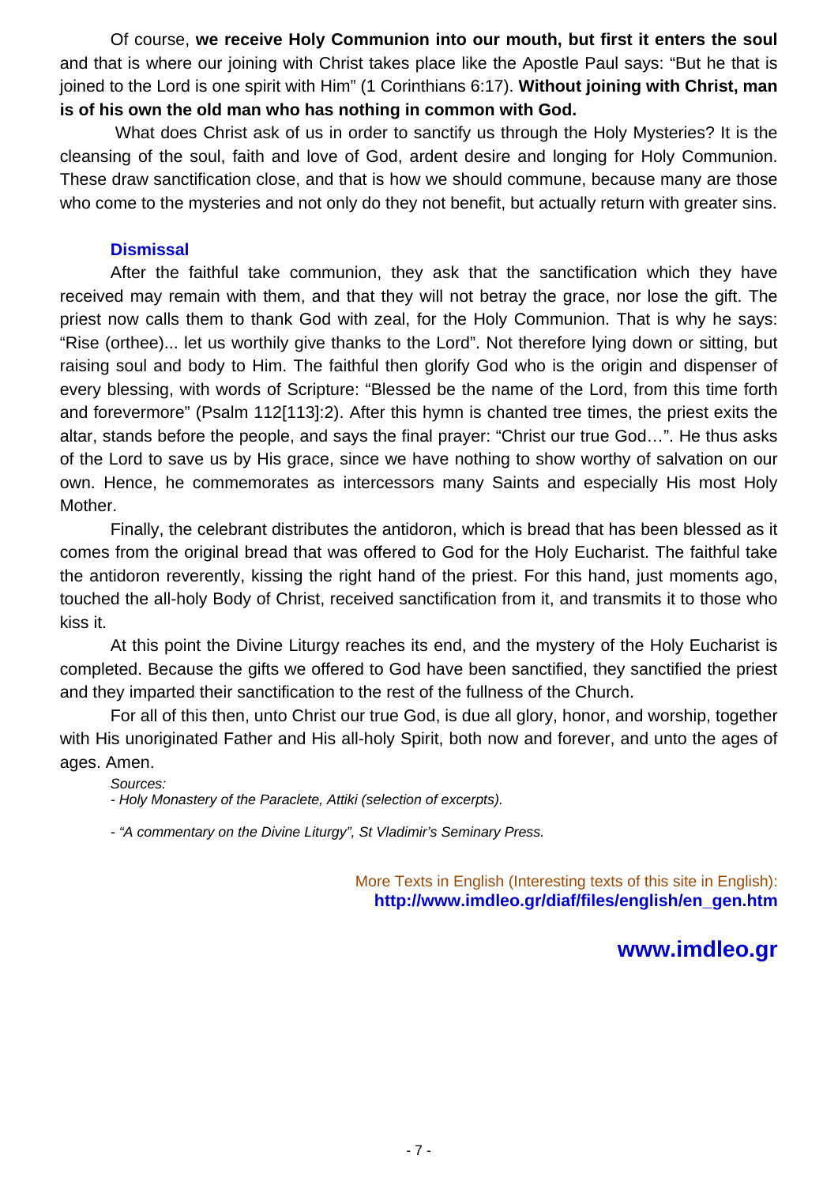Of course, **we receive Holy Communion into our mouth, but first it enters the soul** and that is where our joining with Christ takes place like the Apostle Paul says: "But he that is joined to the Lord is one spirit with Him" (1 Corinthians 6:17). **Without joining with Christ, man is of his own the old man who has nothing in common with God.**

What does Christ ask of us in order to sanctify us through the Holy Mysteries? It is the cleansing of the soul, faith and love of God, ardent desire and longing for Holy Communion. These draw sanctification close, and that is how we should commune, because many are those who come to the mysteries and not only do they not benefit, but actually return with greater sins.

### Dismissal

After the faithful take communion, they ask that the sanctification which they have received may remain with them, and that they will not betray the grace, nor lose the gift. The priest now calls them to thank God with zeal, for the Holy Communion. That is why he says: "Rise (orthee)... let us worthily give thanks to the Lord". Not therefore lying down or sitting, but raising soul and body to Him. The faithful then glorify God who is the origin and dispenser of every blessing, with words of Scripture: "Blessed be the name of the Lord, from this time forth and forevermore" (Psalm 112[113]:2). After this hymn is chanted tree times, the priest exits the altar, stands before the people, and says the final prayer: "Christ our true God…". He thus asks of the Lord to save us by His grace, since we have nothing to show worthy of salvation on our own. Hence, he commemorates as intercessors many Saints and especially His most Holy Mother.

Finally, the celebrant distributes the antidoron, which is bread that has been blessed as it comes from the original bread that was offered to God for the Holy Eucharist. The faithful take the antidoron reverently, kissing the right hand of the priest. For this hand, just moments ago, touched the all-holy Body of Christ, received sanctification from it, and transmits it to those who kiss it.

At this point the Divine Liturgy reaches its end, and the mystery of the Holy Eucharist is completed. Because the gifts we offered to God have been sanctified, they sanctified the priest and they imparted their sanctification to the rest of the fullness of the Church.

For all of this then, unto Christ our true God, is due all glory, honor, and worship, together with His unoriginated Father and His all-holy Spirit, both now and forever, and unto the ages of ages. Amen.

*Sources:*

*- Holy Monastery of the Paraclete, Attiki (selection of excerpts).*

*- "A commentary on the Divine Liturgy", St Vladimir's Seminary Press.*

More Texts in English (Interesting texts of this site in English):
**http://www.imdleo.gr/diaf/files/english/en_gen.htm**

**www.imdleo.gr**